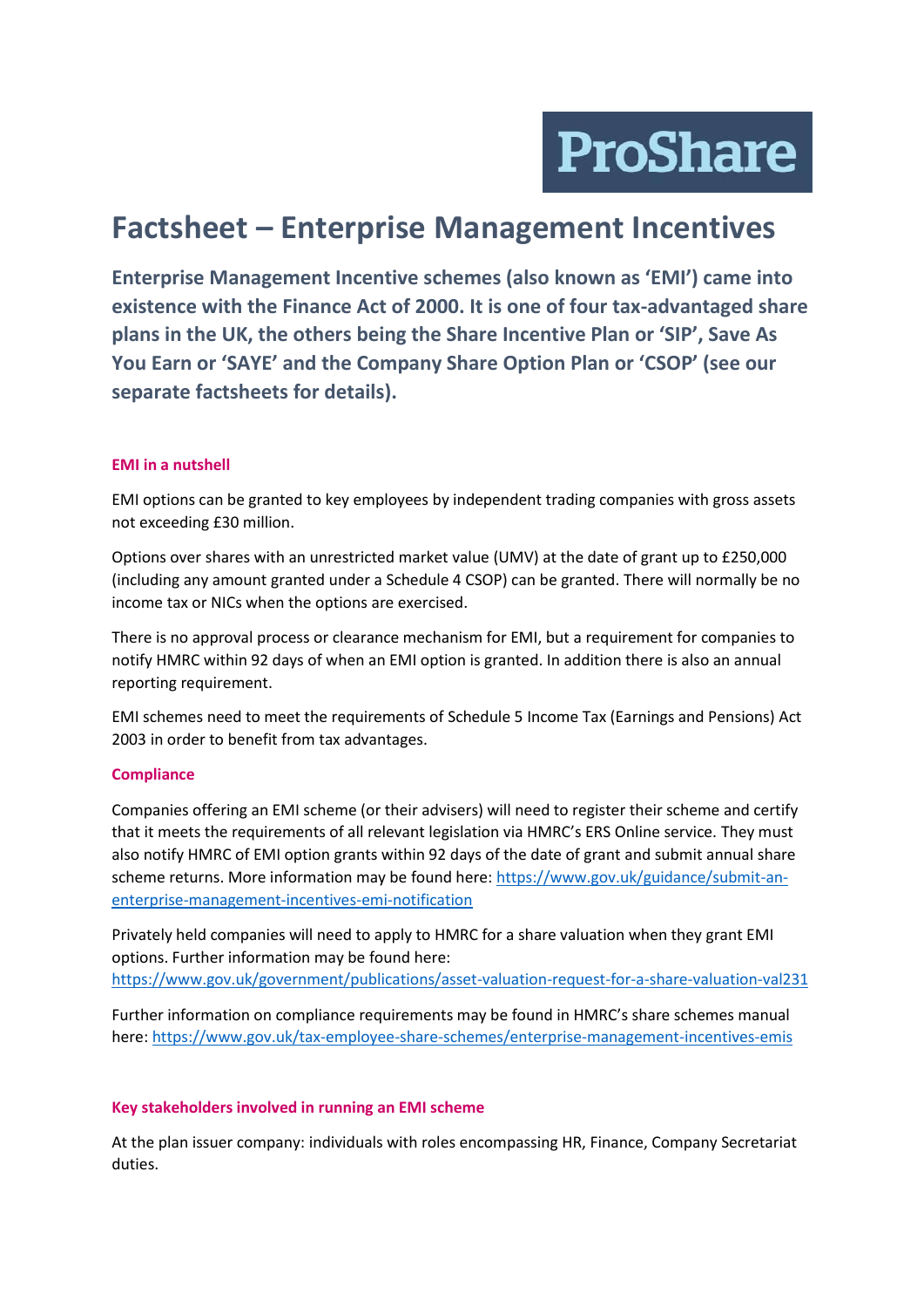ProShare

# Factsheet – Enterprise Management Incentives

**Enterprise Management Incentive schemes (also known as 'EMI') came into existence with the Finance Act of 2000. It is one of four tax-advantaged share plans in the UK, the others being the Share Incentive Plan or 'SIP', Save As You Earn or 'SAYE' and the Company Share Option Plan or 'CSOP' (see our separate factsheets for details).**

### EMI in a nutshell

EMI options can be granted to key employees by independent trading companies with gross assets not exceeding £30 million.

Options over shares with an unrestricted market value (UMV) at the date of grant up to £250,000 (including any amount granted under a Schedule 4 CSOP) can be granted. There will normally be no income tax or NICs when the options are exercised.

There is no approval process or clearance mechanism for EMI, but a requirement for companies to notify HMRC within 92 days of when an EMI option is granted. In addition there is also an annual reporting requirement.

EMI schemes need to meet the requirements of Schedule 5 Income Tax (Earnings and Pensions) Act 2003 in order to benefit from tax advantages.

### Compliance

Companies offering an EMI scheme (or their advisers) will need to register their scheme and certify that it meets the requirements of all relevant legislation via HMRC's ERS Online service. They must also notify HMRC of EMI option grants within 92 days of the date of grant and submit annual share scheme returns. More information may be found here: https://www.gov.uk/guidance/submit-an-enterprise-management-incentives-emi-notification

Privately held companies will need to apply to HMRC for a share valuation when they grant EMI options. Further information may be found here: https://www.gov.uk/government/publications/asset-valuation-request-for-a-share-valuation-val231

Further information on compliance requirements may be found in HMRC's share schemes manual here: https://www.gov.uk/tax-employee-share-schemes/enterprise-management-incentives-emis

### Key stakeholders involved in running an EMI scheme

At the plan issuer company: individuals with roles encompassing HR, Finance, Company Secretariat duties.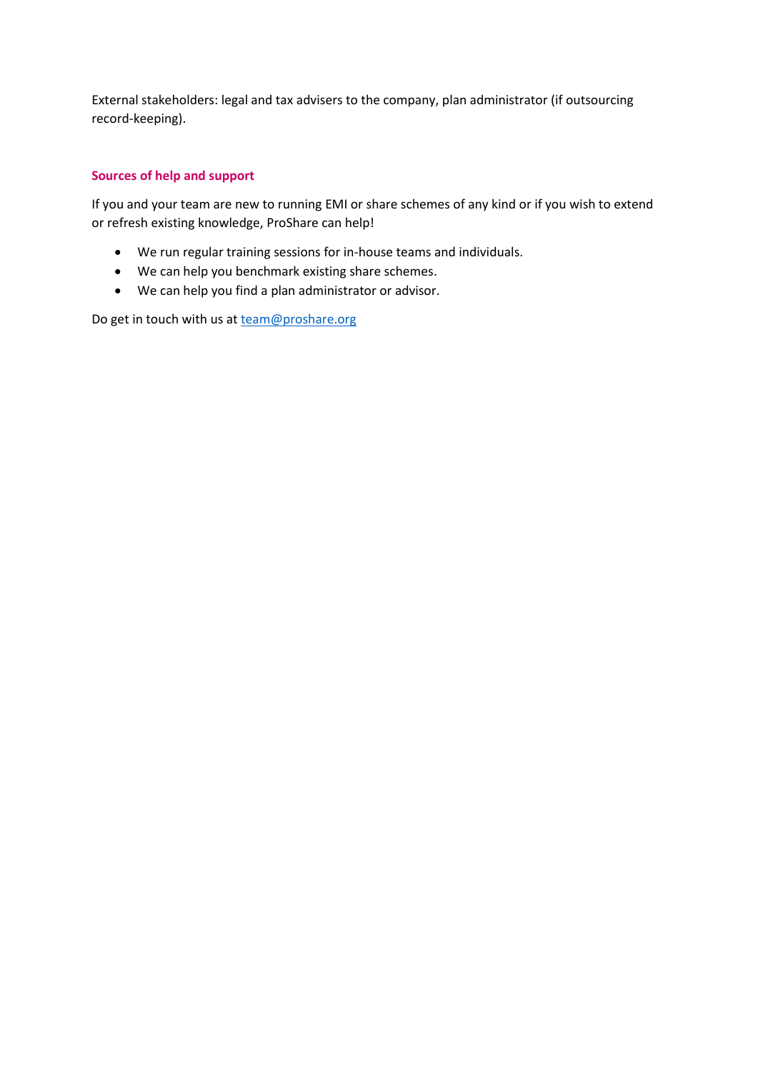External stakeholders: legal and tax advisers to the company, plan administrator (if outsourcing record-keeping).

### Sources of help and support

If you and your team are new to running EMI or share schemes of any kind or if you wish to extend or refresh existing knowledge, ProShare can help!

- We run regular training sessions for in-house teams and individuals.
- We can help you benchmark existing share schemes.
- We can help you find a plan administrator or advisor.

Do get in touch with us at team@proshare.org